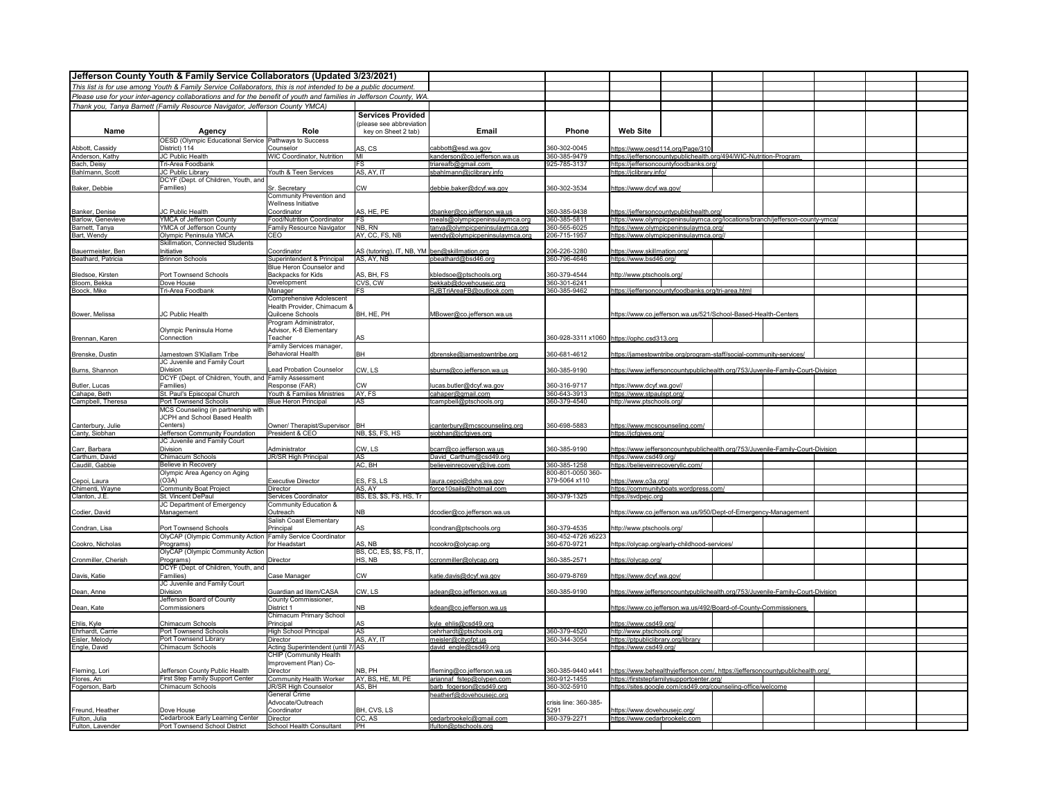**Jefferson County Youth & Family Service Collaborators (Updated 3/23/2021)**

*This list is for use among Youth & Family Service Collaborators, this is not intended to be a public document.*

*Please use for your inter-agency collaborations and for the benefit of youth and families in Jefferson County, WA.*

*Thank you, Tanya Barnett (Family Resource Navigator, Jefferson County YMCA)*

| Name | Agency | Role | Services Provided (please see abbreviation key on Sheet 2 tab) | Email | Phone | Web Site |
|---|---|---|---|---|---|---|
| Abbott, Cassidy | OESD (Olympic Educational Service District) 114 | Pathways to Success Counselor | AS, CS | cabbott@esd.wa.gov | 360-302-0045 | https://www.oesd114.org/Page/310 |
| Anderson, Kathy | JC Public Health | WIC Coordinator, Nutrition | MI | kanderson@co.jefferson.wa.us | 360-385-9479 | https://jeffersoncountypublichealth.org/494/WIC-Nutrition-Program |
| Bach, Deisy | Tri-Area Foodbank | | FS | triareafb@gmail.com | 925-785-3137 | https://jeffersoncountyfoodbanks.org/ |
| Bahlmann, Scott | JC Public Library | Youth & Teen Services | AS, AY, IT | sbahlmann@jclibrary.info | | https://jclibrary.info/ |
| Baker, Debbie | DCYF (Dept. of Children, Youth, and Families) | Sr. Secretary | CW | debbie.baker@dcyf.wa.gov | 360-302-3534 | https://www.dcyf.wa.gov/ |
| Banker, Denise | JC Public Health | Community Prevention and Wellness Initiative Coordinator | AS, HE, PE | dbanker@co.jefferson.wa.us | 360-385-9438 | https://jeffersoncountypublichealth.org/ |
| Barlow, Genevieve | YMCA of Jefferson County | Food/Nutrition Coordinator | FS | meals@olympicpeninsulaymca.org | 360-385-5811 | https://www.olympicpeninsulaymca.org/locations/branch/jefferson-county-ymca/ |
| Barnett, Tanya | YMCA of Jefferson County | Family Resource Navigator | NB, RN | tanya@olympicpeninsulaymca.org | 360-565-6025 | https://www.olympicpeninsulaymca.org/ |
| Bart, Wendy | Olympic Peninsula YMCA | CEO | AY, CC, FS, NB | wendy@olympicpeninsulaymca.org | 206-715-1957 | https://www.olympicpeninsulaymca.org// |
| Bauermeister, Ben | Skillmation, Connected Students Initiative | Coordinator | AS (tutoring), IT, NB, YM | ben@skillmation.org | 206-226-3280 | https://www.skillmation.org/ |
| Beathard, Patricia | Brinnon Schools | Superintendent & Principal | AS, AY, NB | pbeathard@bsd46.org | 360-796-4646 | https://www.bsd46.org/ |
| Bledsoe, Kirsten | Port Townsend Schools | Blue Heron Counselor and Backpacks for Kids | AS, BH, FS | kbledsoe@ptschools.org | 360-379-4544 | http://www.ptschools.org/ |
| Bloom, Bekka | Dove House | Development | CVS, CW | bekkab@dovehousejc.org | 360-301-6241 | |
| Boock, Mike | Tri-Area Foodbank | Manager | FS | RJBTriAreaFB@outlook.com | 360-385-9462 | https://jeffersoncountyfoodbanks.org/tri-area.html |
| Bower, Melissa | JC Public Health | Comprehensive Adolescent Health Provider, Chimacum & Quilcene Schools | BH, HE, PH | MBower@co.jefferson.wa.us | | https://www.co.jefferson.wa.us/521/School-Based-Health-Centers |
| Brennan, Karen | Olympic Peninsula Home Connection | Program Administrator, Advisor, K-8 Elementary Teacher | AS | | 360-928-3311 x1060 | https://ophc.csd313.org |
| Brenske, Dustin | Jamestown S'Klallam Tribe | Family Services manager, Behavioral Health | BH | dbrenske@jamestowntribe.org | 360-681-4612 | https://jamestowntribe.org/program-staff/social-community-services/ |
| Burns, Shannon | JC Juvenile and Family Court Division | Lead Probation Counselor | CW, LS | sburns@co.jefferson.wa.us | 360-385-9190 | https://www.jeffersoncountypublichealth.org/753/Juvenile-Family-Court-Division |
| Butler, Lucas | DCYF (Dept. of Children, Youth, and Families) | Family Assessment Response (FAR) | CW | lucas.butler@dcyf.wa.gov | 360-316-9717 | https://www.dcyf.wa.gov// |
| Cahape, Beth | St. Paul's Episcopal Church | Youth & Families Ministries | AY, FS | cahaper@gmail.com | 360-643-3913 | https://www.stpaulspt.org/ |
| Campbell, Theresa | Port Townsend Schools | Blue Heron Principal | AS | tcampbell@ptschools.org | 360-379-4540 | http://www.ptschools.org/ |
| Canterbury, Julie | MCS Counseling (in partnership with JCPH and School Based Health Centers) | Owner/ Therapist/Supervisor | BH | jcanterbury@mcscounseling.org | 360-698-5883 | https://www.mcscounseling.com/ |
| Canty, Siobhan | Jefferson Community Foundation | President & CEO | NB, $S, FS, HS | siobhan@jcfgives.org | | https://jcfgives.org/ |
| Carr, Barbara | JC Juvenile and Family Court Division | Administrator | CW, LS | bcarr@co.jefferson.wa.us | 360-385-9190 | https://www.jeffersoncountypublichealth.org/753/Juvenile-Family-Court-Division |
| Carthum, David | Chimacum Schools | JR/SR High Principal | AS | David_Carthum@csd49.org | | https://www.csd49.org/ |
| Caudill, Gabbie | Believe in Recovery | | AC, BH | believeinrecovery@live.com | 360-385-1258 | https://believeinrecoveryllc.com/ |
| Cepoi, Laura | Olympic Area Agency on Aging (O3A) | Executive Director | ES, FS, LS | laura.cepoi@dshs.wa.gov | 800-801-0050 360-379-5064 x110 | https://www.o3a.org/ |
| Chimenti, Wayne | Community Boat Project | Director | AS, AY | force10sails@hotmail.com | | https://communityboats.wordpress.com/ |
| Clanton, J.E. | St. Vincent DePaul | Services Coordinator | BS, ES, $S, FS, HS, Tr | | 360-379-1325 | https://svdpejc.org |
| Codier, David | JC Department of Emergency Management | Community Education & Outreach | NB | dcodier@co.jefferson.wa.us | | https://www.co.jefferson.wa.us/950/Dept-of-Emergency-Management |
| Condran, Lisa | Port Townsend Schools | Salish Coast Elementary Principal | AS | lcondran@ptschools.org | 360-379-4535 | http://www.ptschools.org/ |
| Cookro, Nicholas | OlyCAP (Olympic Community Action Programs) | Family Service Coordinator for Headstart | AS, NB | ncookro@olycap.org | 360-452-4726 x6223 360-670-9721 | https://olycap.org/early-childhood-services/ |
| Cronmiller, Cherish | OlyCAP (Olympic Community Action Programs) | Director | BS, CC, ES, $S, FS, IT, HS, NB | ccronmiller@olycap.org | 360-385-2571 | https://olycap.org/ |
| Davis, Katie | DCYF (Dept. of Children, Youth, and Families) | Case Manager | CW | katie.davis@dcyf.wa.gov | 360-979-8769 | https://www.dcyf.wa.gov/ |
| Dean, Anne | JC Juvenile and Family Court Division | Guardian ad litem/CASA | CW, LS | adean@co.jefferson.wa.us | 360-385-9190 | https://www.jeffersoncountypublichealth.org/753/Juvenile-Family-Court-Division |
| Dean, Kate | Jefferson Board of County Commissioners | County Commissioner, District 1 | NB | kdean@co.jefferson.wa.us | | https://www.co.jefferson.wa.us/492/Board-of-County-Commissioners |
| Ehlis, Kyle | Chimacum Schools | Chimacum Primary School Principal | AS | kyle_ehlis@csd49.org | | https://www.csd49.org/ |
| Ehrhardt, Carrie | Port Townsend Schools | High School Principal | AS | cehrhardt@ptschools.org | 360-379-4520 | http://www.ptschools.org/ |
| Eisler, Melody | Port Townsend Library | Director | AS, AY, IT | meisler@cityofpt.us | 360-344-3054 | https://ptpubliclibrary.org/library |
| Engle, David | Chimacum Schools | Acting Superintendent (until 7/ | AS | david_engle@csd49.org | | https://www.csd49.org/ |
| Fleming, Lori | Jefferson County Public Health | CHIP (Community Health Improvement Plan) Co-Director | NB, PH | lfleming@co.jefferson.wa.us | 360-385-9440 x441 | https://www.behealthyjefferson.com/, https://jeffersoncountypublichealth.org/ |
| Flores, Ari | First Step Family Support Center | Community Health Worker | AY, BS, HE, MI, PE | ariannaf_fstep@olypen.com | 360-912-1455 | https://firststepfamilysupportcenter.org/ |
| Fogerson, Barb | Chimacum Schools | JR/SR High Counselor | AS, BH | barb_fogerson@csd49.org | 360-302-5910 | https://sites.google.com/csd49.org/counseling-office/welcome |
| Freund, Heather | Dove House | General Crime Advocate/Outreach Coordinator | BH, CVS, LS | heatherf@dovehousejc.org | crisis line: 360-385-5291 | https://www.dovehousejc.org/ |
| Fulton, Julia | Cedarbrook Early Learning Center | Director | CC, AS | cedarbrookelc@gmail.com | 360-379-2271 | https://www.cedarbrookelc.com |
| Fulton, Lavender | Port Townsend School District | School Health Consultant | PH | lfulton@ptschools.org | | |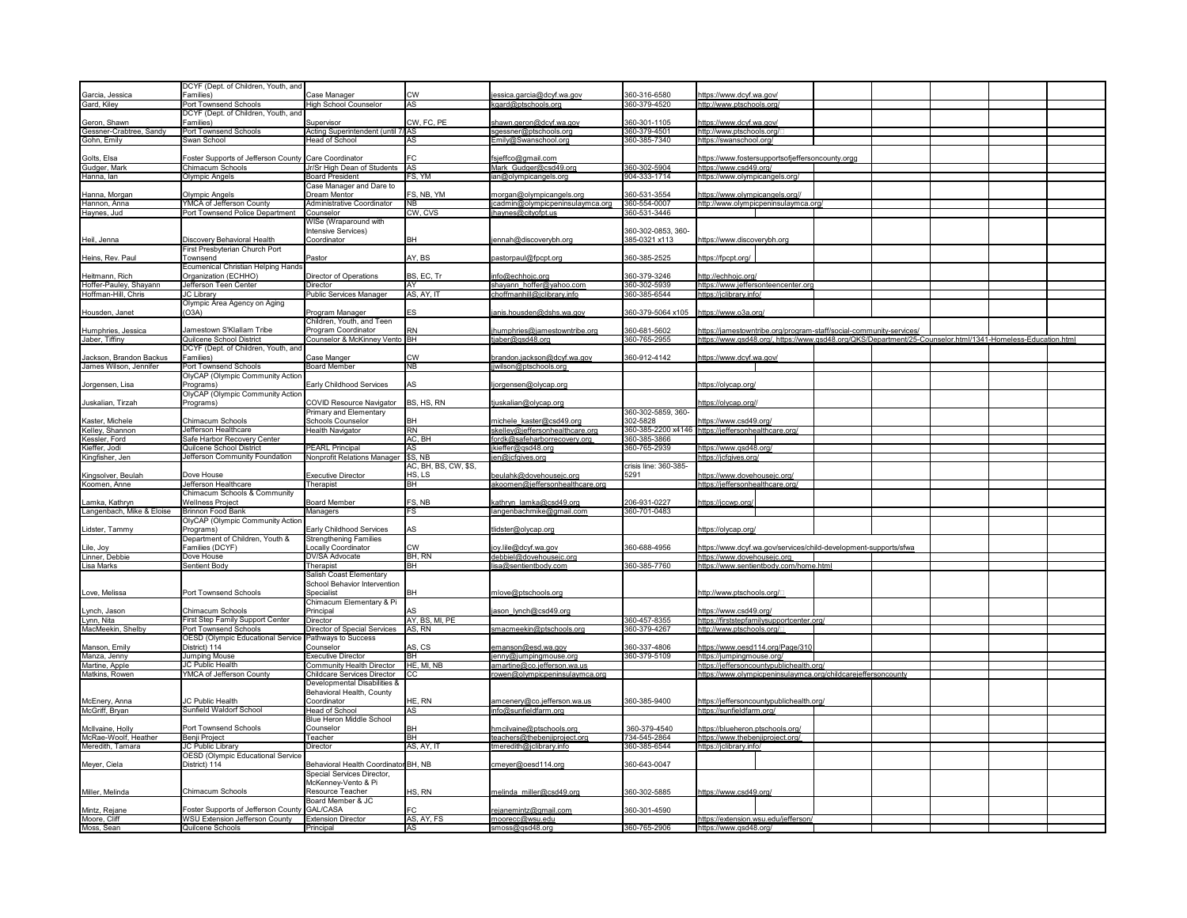| Name | Organization | Title | Code | Email | Phone | Website | | | | |
|---|---|---|---|---|---|---|---|---|---|---|
| Garcia, Jessica | DCYF (Dept. of Children, Youth, and Families) | Case Manager | CW | jessica.garcia@dcyf.wa.gov | 360-316-6580 | https://www.dcyf.wa.gov/ | | | | |
| Gard, Kiley | Port Townsend Schools | High School Counselor | AS | kgard@ptschools.org | 360-379-4520 | http://www.ptschools.org/ | | | | |
| Geron, Shawn | DCYF (Dept. of Children, Youth, and Families) | Supervisor | CW, FC, PE | shawn.geron@dcyf.wa.gov | 360-301-1105 | https://www.dcyf.wa.gov/ | | | | |
| Gessner-Crabtree, Sandy | Port Townsend Schools | Acting Superintendent (until 7/ | AS | sgessner@ptschools.org | 360-379-4501 | http://www.ptschools.org/ | | | | |
| Gohn, Emily | Swan School | Head of School | AS | Emily@Swanschool.org | 360-385-7340 | https://swanschool.org/ | | | | |
| Golts, Elsa | Foster Supports of Jefferson County | Care Coordinator | FC | fsjeffco@gmail.com | | https://www.fostersupportsofjeffersoncounty.orgg | | | | |
| Gudger, Mark | Chimacum Schools | Jr/Sr High Dean of Students | AS | Mark_Gudger@csd49.org | 360-302-5904 | https://www.csd49.org/ | | | | |
| Hanna, Ian | Olympic Angels | Board President | FS, YM | ian@olympicangels.org | 904-333-1714 | https://www.olympicangels.org/ | | | | |
| Hanna, Morgan | Olympic Angels | Case Manager and Dare to Dream Mentor | FS, NB, YM | morgan@olympicangels.org | 360-531-3554 | https://www.olympicangels.org// | | | | |
| Hannon, Anna | YMCA of Jefferson County | Administrative Coordinator | NB | jcadmin@olympicpeninsulaymca.org | 360-554-0007 | http://www.olympicpeninsulaymca.org/ | | | | |
| Haynes, Jud | Port Townsend Police Department | Counselor | CW, CVS | jhaynes@cityofpt.us | 360-531-3446 | | | | | |
| Heil, Jenna | Discovery Behavioral Health | WISe (Wraparound with Intensive Services) Coordinator | BH | jennah@discoverybh.org | 360-302-0853, 360-385-0321 x113 | https://www.discoverybh.org | | | | |
| Heins, Rev. Paul | First Presbyterian Church Port Townsend | Pastor | AY, BS | pastorpaul@fpcpt.org | 360-385-2525 | https://fpcpt.org/ | | | | |
| Heitmann, Rich | Ecumenical Christian Helping Hands Organization (ECHHO) | Director of Operations | BS, EC, Tr | info@echhojc.org | 360-379-3246 | http://echhojc.org/ | | | | |
| Hoffer-Pauley, Shayann | Jefferson Teen Center | Director | AY | shayann_hoffer@yahoo.com | 360-302-5939 | https://www.jeffersonteencenter.org | | | | |
| Hoffman-Hill, Chris | JC Library | Public Services Manager | AS, AY, IT | choffmanhill@jclibrary.info | 360-385-6544 | https://jclibrary.info/ | | | | |
| Housden, Janet | Olympic Area Agency on Aging (O3A) | Program Manager | ES | janis.housden@dshs.wa.gov | 360-379-5064 x105 | https://www.o3a.org/ | | | | |
| Humphries, Jessica | Jamestown S'Klallam Tribe | Children, Youth, and Teen Program Coordinator | RN | jhumphries@jamestowntribe.org | 360-681-5602 | https://jamestowntribe.org/program-staff/social-community-services/ | | | | |
| Jaber, Tiffiny | Quilcene School District | Counselor & McKinney Vento | BH | tjaber@qsd48.org | 360-765-2955 | https://www.qsd48.org/, https://www.qsd48.org/QKS/Department/25-Counselor.html/1341-Homeless-Education.html | | | | |
| Jackson, Brandon Backus | DCYF (Dept. of Children, Youth, and Families) | Case Manger | CW | brandon.jackson@dcyf.wa.gov | 360-912-4142 | https://www.dcyf.wa.gov/ | | | | |
| James Wilson, Jennifer | Port Townsend Schools | Board Member | NB | jjwilson@ptschools.org | | | | | | |
| Jorgensen, Lisa | OlyCAP (Olympic Community Action Programs) | Early Childhood Services | AS | ljorgensen@olycap.org | | https://olycap.org/ | | | | |
| Juskalian, Tirzah | OlyCAP (Olympic Community Action Programs) | COVID Resource Navigator | BS, HS, RN | tjuskalian@olycap.org | | https://olycap.org// | | | | |
| Kaster, Michele | Chimacum Schools | Primary and Elementary Schools Counselor | BH | michele_kaster@csd49.org | 360-302-5859, 360-302-5828 | https://www.csd49.org/ | | | | |
| Kelley, Shannon | Jefferson Healthcare | Health Navigator | RN | skelley@jeffersonhealthcare.org | 360-385-2200 x4146 | https://jeffersonhealthcare.org/ | | | | |
| Kessler, Ford | Safe Harbor Recovery Center | | AC, BH | fordk@safeharborrecovery.org | 360-385-3866 | | | | | |
| Kieffer, Jodi | Quilcene School District | PEARL Principal | AS | jkieffer@qsd48.org | 360-765-2939 | https://www.qsd48.org/ | | | | |
| Kingfisher, Jen | Jefferson Community Foundation | Nonprofit Relations Manager | $S, NB | jen@jcfgives.org | | https://jcfgives.org/ | | | | |
| Kingsolver, Beulah | Dove House | Executive Director | AC, BH, BS, CW, $S, HS, LS | beulahk@dovehousejc.org | crisis line: 360-385-5291 | https://www.dovehousejc.org/ | | | | |
| Koomen, Anne | Jefferson Healthcare | Therapist | BH | akoomen@jeffersonhealthcare.org | | https://jeffersonhealthcare.org/ | | | | |
| Lamka, Kathryn | Chimacum Schools & Community Wellness Project | Board Member | FS, NB | kathryn_lamka@csd49.org | 206-931-0227 | https://jccwp.org/ | | | | |
| Langenbach, Mike & Eloise | Brinnon Food Bank | Managers | FS | langenbachmike@gmail.com | 360-701-0483 | | | | | |
| Lidster, Tammy | OlyCAP (Olympic Community Action Programs) | Early Childhood Services | AS | tlidster@olycap.org | | https://olycap.org/ | | | | |
| Lile, Joy | Department of Children, Youth & Families (DCYF) | Strengthening Families Locally Coordinator | CW | joy.lile@dcyf.wa.gov | 360-688-4956 | https://www.dcyf.wa.gov/services/child-development-supports/sfwa | | | | |
| Linner, Debbie | Dove House | DV/SA Advocate | BH, RN | debbiel@dovehousejc.org | | https://www.dovehousejc.org | | | | |
| Lisa Marks | Sentient Body | Therapist | BH | lisa@sentientbody.com | 360-385-7760 | https://www.sentientbody.com/home.html | | | | |
| Love, Melissa | Port Townsend Schools | Salish Coast Elementary School Behavior Intervention Specialist | BH | mlove@ptschools.org | | http://www.ptschools.org/ | | | | |
| Lynch, Jason | Chimacum Schools | Chimacum Elementary & Pi Principal | AS | jason_lynch@csd49.org | | https://www.csd49.org/ | | | | |
| Lynn, Nita | First Step Family Support Center | Director | AY, BS, MI, PE | | 360-457-8355 | https://firststepfamilysupportcenter.org/ | | | | |
| MacMeekin, Shelby | Port Townsend Schools | Director of Special Services | AS, RN | smacmeekin@ptschools.org | 360-379-4267 | http://www.ptschools.org/ | | | | |
| Manson, Emily | OESD (Olympic Educational Service District) 114 | Pathways to Success Counselor | AS, CS | emanson@esd.wa.gov | 360-337-4806 | https://www.oesd114.org/Page/310 | | | | |
| Manza, Jenny | Jumping Mouse | Executive Director | BH | jenny@jumpingmouse.org | 360-379-5109 | https://jumpingmouse.org/ | | | | |
| Martine, Apple | JC Public Health | Community Health Director | HE, MI, NB | amartine@co.jefferson.wa.us | | https://jeffersoncountypublichealth.org/ | | | | |
| Matkins, Rowen | YMCA of Jefferson County | Childcare Services Director | CC | rowen@olympicpeninsulaymca.org | | https://www.olympicpeninsulaymca.org/childcarejeffersoncounty | | | | |
| McEnery, Anna | JC Public Health | Developmental Disabilities & Behavioral Health, County Coordinator | HE, RN | amcenery@co.jefferson.wa.us | 360-385-9400 | https://jeffersoncountypublichealth.org/ | | | | |
| McGriff, Bryan | Sunfield Waldorf School | Head of School | AS | info@sunfieldfarm.org | | https://sunfieldfarm.org/ | | | | |
| McIlvaine, Holly | Port Townsend Schools | Blue Heron Middle School Counselor | BH | hmcilvaine@ptschools.org | 360-379-4540 | https://blueheron.ptschools.org/ | | | | |
| McRae-Woolf, Heather | Benji Project | Teacher | BH | teachers@thebenjiproject.org | 734-545-2864 | https://www.thebenjiproject.org/ | | | | |
| Meredith, Tamara | JC Public Library | Director | AS, AY, IT | tmeredith@jclibrary.info | 360-385-6544 | https://jclibrary.info/ | | | | |
| Meyer, Ciela | OESD (Olympic Educational Service District) 114 | Behavioral Health Coordinator | BH, NB | cmeyer@oesd114.org | 360-643-0047 | | | | | |
| Miller, Melinda | Chimacum Schools | Special Services Director, McKenney-Vento & Pi Resource Teacher | HS, RN | melinda_miller@csd49.org | 360-302-5885 | https://www.csd49.org/ | | | | |
| Mintz, Rejane | Foster Supports of Jefferson County | Board Member & JC GAL/CASA | FC | rejanemintz@gmail.com | 360-301-4590 | | | | | |
| Moore, Cliff | WSU Extension Jefferson County | Extension Director | AS, AY, FS | moorecc@wsu.edu | | https://extension.wsu.edu/jefferson/ | | | | |
| Moss, Sean | Quilcene Schools | Principal | AS | smoss@qsd48.org | 360-765-2906 | https://www.qsd48.org/ | | | | |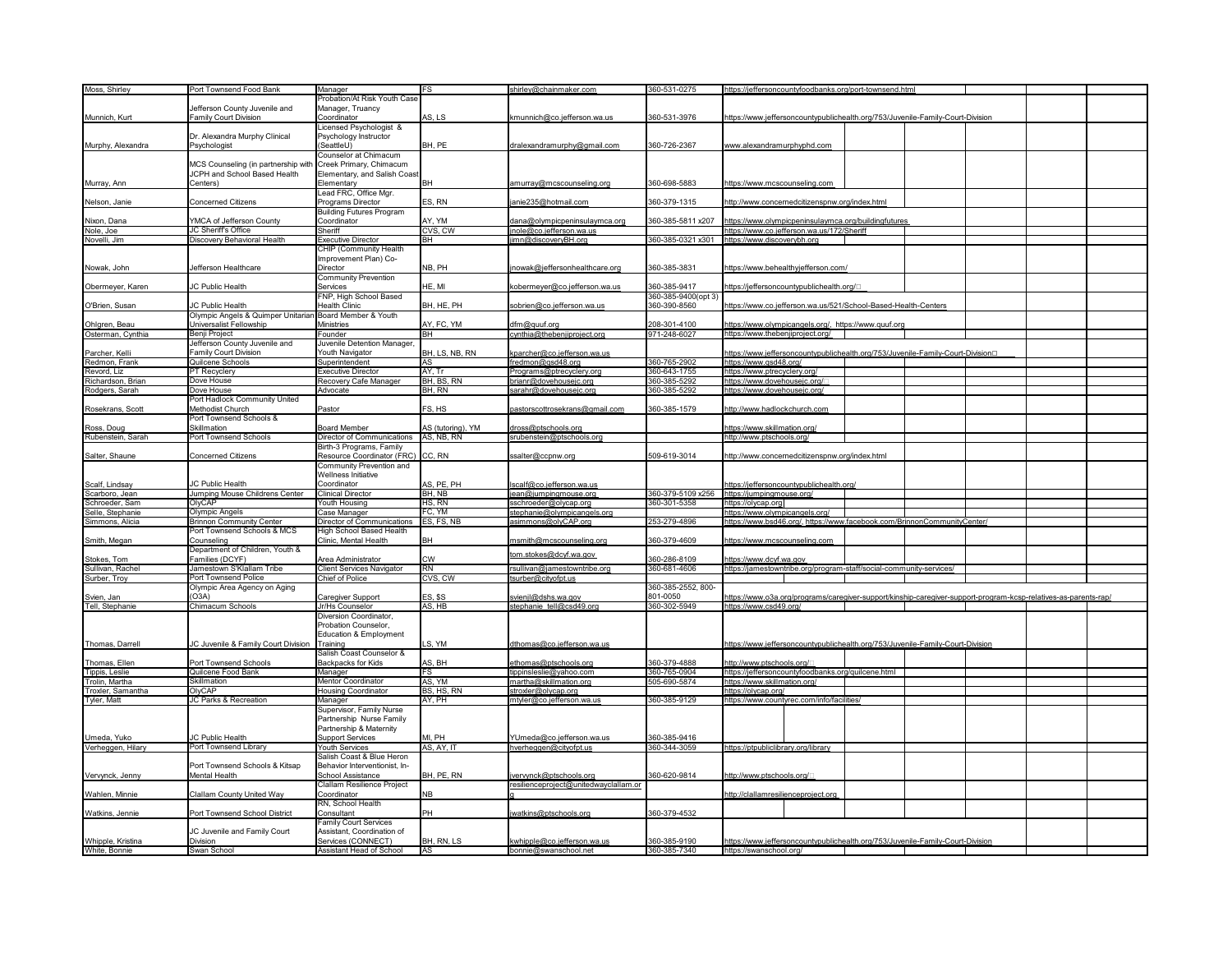| | | | | | | | | | | | | |
|---|---|---|---|---|---|---|---|---|---|---|---|---|
| Moss, Shirley | Port Townsend Food Bank | Manager | FS | shirley@chainmaker.com | 360-531-0275 | https://jeffersoncountyfoodbanks.org/port-townsend.html | | | | | | |
| Munnich, Kurt | Jefferson County Juvenile and Family Court Division | Probation/At Risk Youth Case Manager, Truancy Coordinator | AS, LS | kmunnich@co.jefferson.wa.us | 360-531-3976 | https://www.jeffersoncountypublichealth.org/753/Juvenile-Family-Court-Division | | | | | | |
| Murphy, Alexandra | Dr. Alexandra Murphy Clinical Psychologist | Licensed Psychologist & Psychology Instructor (SeattleU) | BH, PE | dralexandramurphy@gmail.com | 360-726-2367 | www.alexandramurphyphd.com | | | | | | |
| Murray, Ann | MCS Counseling (in partnership with JCPH and School Based Health Centers) | Counselor at Chimacum Creek Primary, Chimacum Elementary, and Salish Coast Elementary | BH | amurray@mcscounseling.org | 360-698-5883 | https://www.mcscounseling.com | | | | | | |
| Nelson, Janie | Concerned Citizens | Lead FRC, Office Mgr. Programs Director | ES, RN | janie235@hotmail.com | 360-379-1315 | http://www.concernedcitizenspnw.org/index.html | | | | | | |
| Nixon, Dana | YMCA of Jefferson County | Building Futures Program Coordinator | AY, YM | dana@olympicpeninsulaymca.org | 360-385-5811 x207 | https://www.olympicpeninsulaymca.org/buildingfutures | | | | | | |
| Nole, Joe | JC Sheriff's Office | Sheriff | CVS, CW | jnole@co.jefferson.wa.us | | https://www.co.jefferson.wa.us/172/Sheriff | | | | | | |
| Novelli, Jim | Discovery Behavioral Health | Executive Director | BH | jimn@discoveryBH.org | 360-385-0321 x301 | https://www.discoverybh.org | | | | | | |
| Nowak, John | Jefferson Healthcare | CHIP (Community Health Improvement Plan) Co-Director | NB, PH | jnowak@jeffersonhealthcare.org | 360-385-3831 | https://www.behealthyjefferson.com/ | | | | | | |
| Obermeyer, Karen | JC Public Health | Community Prevention Services | HE, MI | kobermeyer@co.jefferson.wa.us | 360-385-9417 | https://jeffersoncountypublichealth.org/□ | | | | | | |
| O'Brien, Susan | JC Public Health | FNP, High School Based Health Clinic | BH, HE, PH | sobrien@co.jefferson.wa.us | 360-385-9400(opt 3) 360-390-8560 | https://www.co.jefferson.wa.us/521/School-Based-Health-Centers | | | | | | |
| Ohlgren, Beau | Olympic Angels & Quimper Unitarian Universalist Fellowship | Board Member & Youth Ministries | AY, FC, YM | dfm@quuf.org | 208-301-4100 | https://www.olympicangels.org/, https://www.quuf.org | | | | | | |
| Osterman, Cynthia | Benji Project | Founder | BH | cynthia@thebenjiproject.org | 971-248-6027 | https://www.thebenjiproject.org/ | | | | | | |
| Parcher, Kelli | Jefferson County Juvenile and Family Court Division | Juvenile Detention Manager, Youth Navigator | BH, LS, NB, RN | kparcher@co.jefferson.wa.us | | https://www.jeffersoncountypublichealth.org/753/Juvenile-Family-Court-Division□ | | | | | | |
| Redmon, Frank | Quilcene Schools | Superintendent | AS | fredmon@qsd48.org | 360-765-2902 | https://www.qsd48.org/ | | | | | | |
| Revord, Liz | PT Recyclery | Executive Director | AY, Tr | Programs@ptrecyclery.org | 360-643-1755 | https://www.ptrecyclery.org/ | | | | | | |
| Richardson, Brian | Dove House | Recovery Cafe Manager | BH, BS, RN | brianr@dovehousejc.org | 360-385-5292 | https://www.dovehousejc.org/ | | | | | | |
| Rodgers, Sarah | Dove House | Advocate | BH, RN | sarahr@dovehousejc.org | 360-385-5292 | https://www.dovehousejc.org/ | | | | | | |
| Rosekrans, Scott | Port Hadlock Community United Methodist Church | Pastor | FS, HS | pastorscottrosekrans@gmail.com | 360-385-1579 | http://www.hadlockchurch.com | | | | | | |
| Ross, Doug | Port Townsend Schools & Skillmation | Board Member | AS (tutoring), YM | dross@ptschools.org | | https://www.skillmation.org/ | | | | | | |
| Rubenstein, Sarah | Port Townsend Schools | Director of Communications | AS, NB, RN | srubenstein@ptschools.org | | http://www.ptschools.org/ | | | | | | |
| Salter, Shaune | Concerned Citizens | Birth-3 Programs, Family Resource Coordinator (FRC) | CC, RN | ssalter@ccpnw.org | 509-619-3014 | http://www.concernedcitizenspnw.org/index.html | | | | | | |
| Scalf, Lindsay | JC Public Health | Community Prevention and Wellness Initiative Coordinator | AS, PE, PH | lscalf@co.jefferson.wa.us | | https://jeffersoncountypublichealth.org/ | | | | | | |
| Scarboro, Jean | Jumping Mouse Childrens Center | Clinical Director | BH, NB | jean@jumpingmouse.org | 360-379-5109 x256 | https://jumpingmouse.org/ | | | | | | |
| Schroeder, Sam | OlyCAP | Youth Housing | HS, RN | sschroeder@olycap.org | 360-301-5358 | https://olycap.org/ | | | | | | |
| Selle, Stephanie | Olympic Angels | Case Manager | FC, YM | stephanie@olympicangels.org | | https://www.olympicangels.org/ | | | | | | |
| Simmons, Alicia | Brinnon Community Center | Director of Communications | ES, FS, NB | asimmons@olyCAP.org | 253-279-4896 | https://www.bsd46.org/, https://www.facebook.com/BrinnonCommunityCenter/ | | | | | | |
| Smith, Megan | Port Townsend Schools & MCS Counseling | High School Based Health Clinic, Mental Health | BH | msmith@mcscounseling.org | 360-379-4609 | https://www.mcscounseling.com | | | | | | |
| Stokes, Tom | Department of Children, Youth & Families (DCYF) | Area Administrator | CW | tom.stokes@dcyf.wa.gov | 360-286-8109 | https://www.dcyf.wa.gov | | | | | | |
| Sullivan, Rachel | Jamestown S'Klallam Tribe | Client Services Navigator | RN | rsullivan@jamestowntribe.org | 360-681-4606 | https://jamestowntribe.org/program-staff/social-community-services/ | | | | | | |
| Surber, Troy | Port Townsend Police | Chief of Police | CVS, CW | tsurber@cityofpt.us | | | | | | | | |
| Svien, Jan | Olympic Area Agency on Aging (O3A) | Caregiver Support | ES, $S | svienjl@dshs.wa.gov | 360-385-2552, 800-801-0050 | https://www.o3a.org/programs/caregiver-support/kinship-caregiver-support-program-kcsp-relatives-as-parents-rap/ | | | | | | |
| Tell, Stephanie | Chimacum Schools | Jr/Hs Counselor | AS, HB | stephanie_tell@csd49.org | 360-302-5949 | https://www.csd49.org/ | | | | | | |
| Thomas, Darrell | JC Juvenile & Family Court Division | Diversion Coordinator, Probation Counselor, Education & Employment Training | LS, YM | dthomas@co.jefferson.wa.us | | https://www.jeffersoncountypublichealth.org/753/Juvenile-Family-Court-Division | | | | | | |
| Thomas, Ellen | Port Townsend Schools | Salish Coast Counselor & Backpacks for Kids | AS, BH | ethomas@ptschools.org | 360-379-4888 | http://www.ptschools.org/□ | | | | | | |
| Tippis, Leslie | Quilcene Food Bank | Manager | FS | tippinsleslie@yahoo.com | 360-765-0904 | https://jeffersoncountyfoodbanks.org/quilcene.html | | | | | | |
| Trolin, Martha | Skillmation | Mentor Coordinator | AS, YM | martha@skillmation.org | 505-690-5874 | https://www.skillmation.org/ | | | | | | |
| Troxler, Samantha | OlyCAP | Housing Coordinator | BS, HS, RN | stroxler@olycap.org | | https://olycap.org/ | | | | | | |
| Tyler, Matt | JC Parks & Recreation | Manager | AY, PH | mtyler@co.jefferson.wa.us | 360-385-9129 | https://www.countyrec.com/info/facilities/ | | | | | | |
| Umeda, Yuko | JC Public Health | Supervisor, Family Nurse Partnership Nurse Family Partnership & Maternity Support Services | MI, PH | YUmeda@co.jefferson.wa.us | 360-385-9416 | | | | | | | |
| Verheggen, Hilary | Port Townsend Library | Youth Services | AS, AY, IT | hverheggen@cityofpt.us | 360-344-3059 | https://ptpubliclibrary.org/library | | | | | | |
| Vervynck, Jenny | Port Townsend Schools & Kitsap Mental Health | Salish Coast & Blue Heron Behavior Interventionist, In-School Assistance | BH, PE, RN | jvervynck@ptschools.org | 360-620-9814 | http://www.ptschools.org/□ | | | | | | |
| Wahlen, Minnie | Clallam County United Way | Clallam Resilience Project Coordinator | NB | resilienceproject@unitedwayclallam.org | | http://clallamresilienceproject.org | | | | | | |
| Watkins, Jennie | Port Townsend School District | RN, School Health Consultant | PH | jwatkins@ptschools.org | 360-379-4532 | | | | | | | |
| Whipple, Kristina | JC Juvenile and Family Court Division | Family Court Services Assistant, Coordination of Services (CONNECT) | BH, RN, LS | kwhipple@co.jefferson.wa.us | 360-385-9190 | https://www.jeffersoncountypublichealth.org/753/Juvenile-Family-Court-Division | | | | | | |
| White, Bonnie | Swan School | Assistant Head of School | AS | bonnie@swanschool.net | 360-385-7340 | https://swanschool.org/ | | | | | | |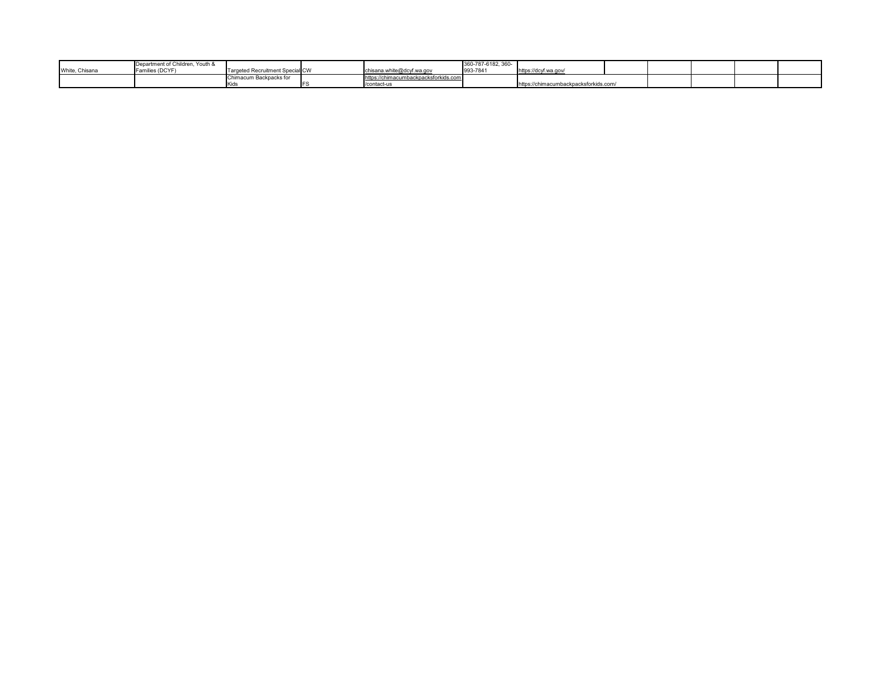| | | | | | | | | | | | |
|---|---|---|---|---|---|---|---|---|---|---|---|
| White, Chisana | Department of Children, Youth & Families (DCYF) | Targeted Recruitment Special | CW | chisana.white@dcyf.wa.gov | 360-787-6182, 360-993-7841 | https://dcyf.wa.gov/ | | | | | |
| | | Chimacum Backpacks for Kids | FS | https://chimacumbackpacksforkids.com/contact-us | | https://chimacumbackpacksforkids.com/ | | | | | |